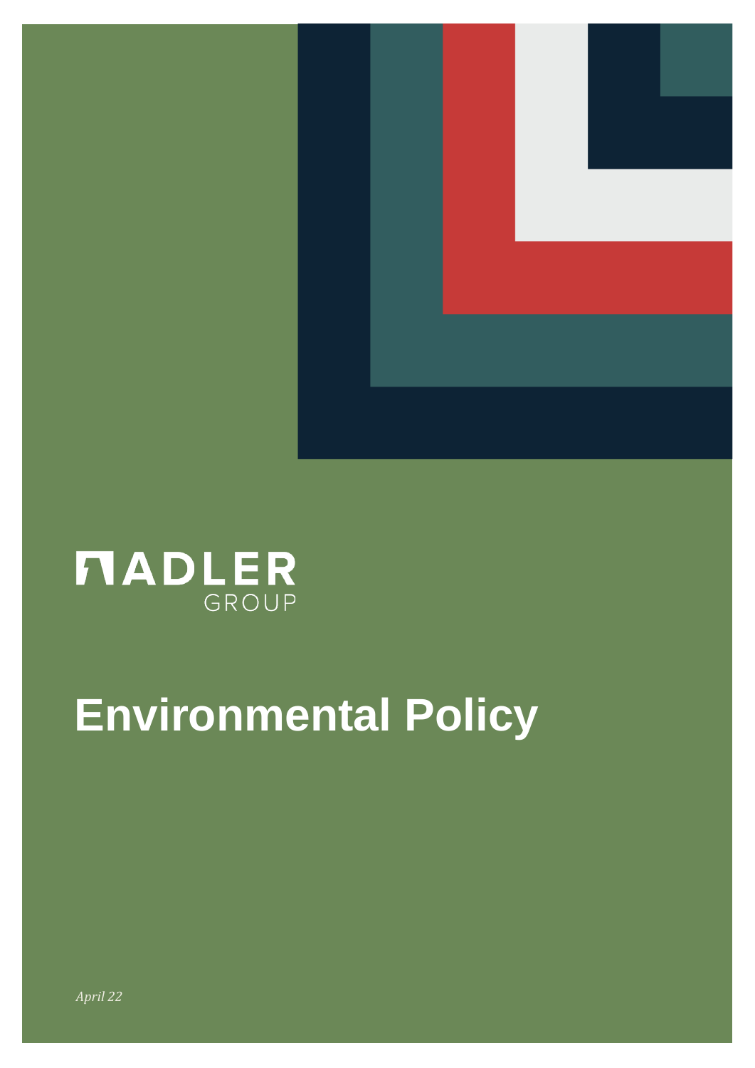ADLER
GROUP

# Environmental Policy

*April 22*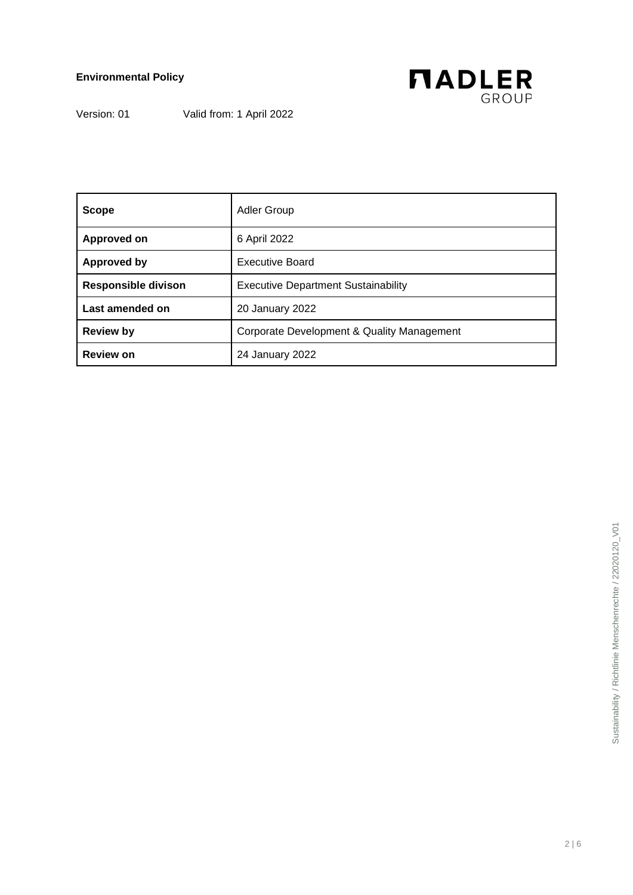**Environmental Policy**

Version: 01 Valid from: 1 April 2022

| **Scope** | Adler Group |
|---|---|
| **Approved on** | 6 April 2022 |
| **Approved by** | Executive Board |
| **Responsible divison** | Executive Department Sustainability |
| **Last amended on** | 20 January 2022 |
| **Review by** | Corporate Development & Quality Management |
| **Review on** | 24 January 2022 |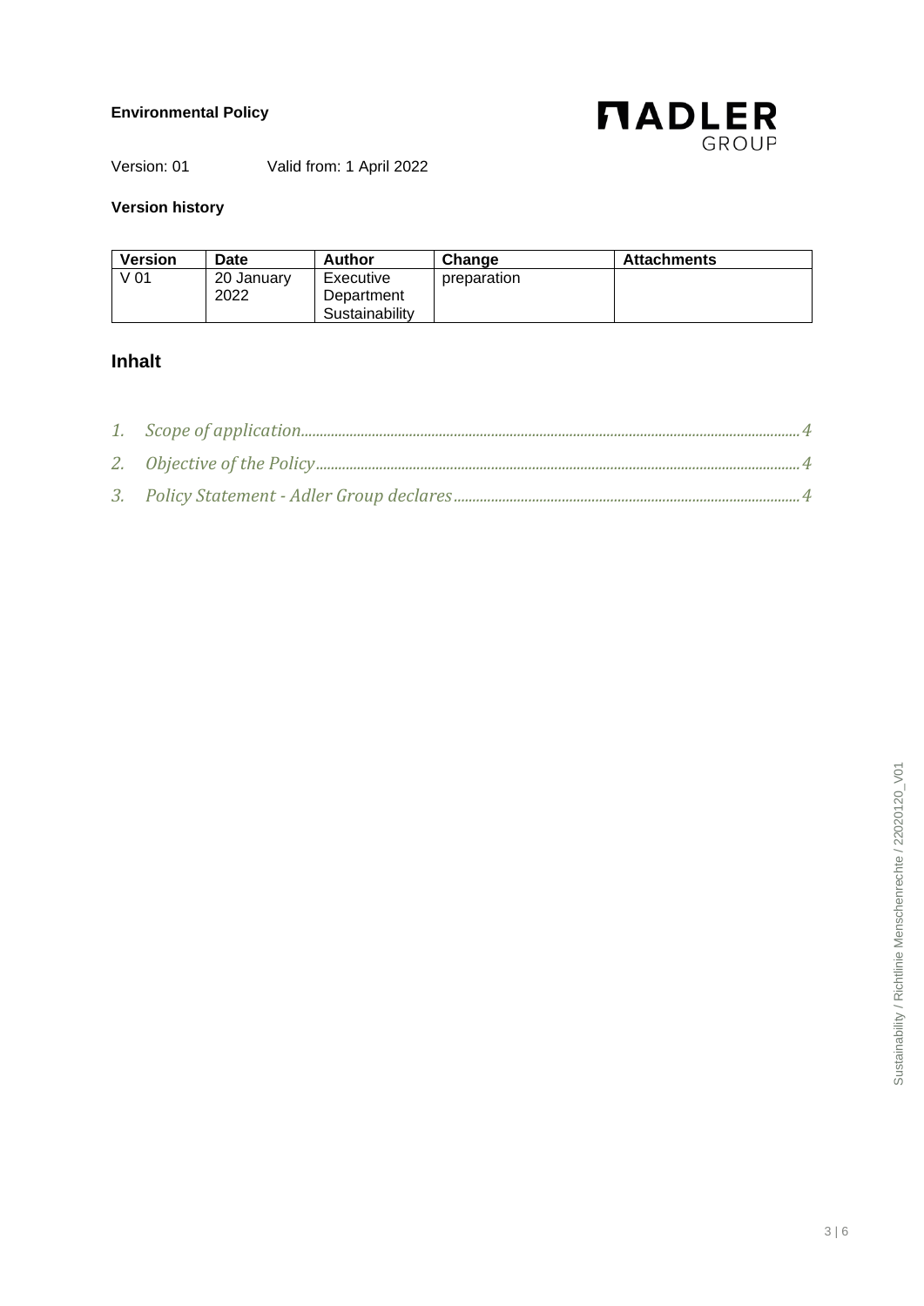**Environmental Policy**

Version: 01 Valid from: 1 April 2022

**Version history**

| Version | Date | Author | Change | Attachments |
|---|---|---|---|---|
| V 01 | 20 January 2022 | Executive Department Sustainability | preparation | |

## Inhalt

1. *Scope of application* ..... 4
2. *Objective of the Policy* ..... 4
3. *Policy Statement - Adler Group declares* ..... 4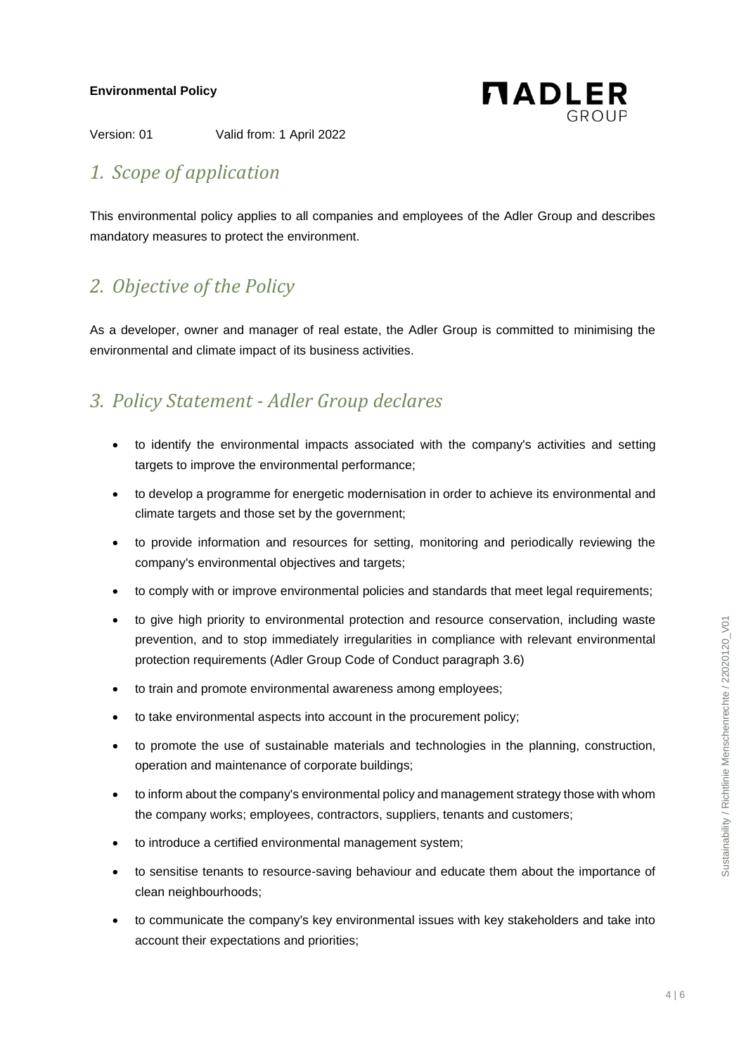**Environmental Policy**

Version: 01 Valid from: 1 April 2022

## *1. Scope of application*

This environmental policy applies to all companies and employees of the Adler Group and describes mandatory measures to protect the environment.

## *2. Objective of the Policy*

As a developer, owner and manager of real estate, the Adler Group is committed to minimising the environmental and climate impact of its business activities.

## *3. Policy Statement - Adler Group declares*

- to identify the environmental impacts associated with the company's activities and setting targets to improve the environmental performance;
- to develop a programme for energetic modernisation in order to achieve its environmental and climate targets and those set by the government;
- to provide information and resources for setting, monitoring and periodically reviewing the company's environmental objectives and targets;
- to comply with or improve environmental policies and standards that meet legal requirements;
- to give high priority to environmental protection and resource conservation, including waste prevention, and to stop immediately irregularities in compliance with relevant environmental protection requirements (Adler Group Code of Conduct paragraph 3.6)
- to train and promote environmental awareness among employees;
- to take environmental aspects into account in the procurement policy;
- to promote the use of sustainable materials and technologies in the planning, construction, operation and maintenance of corporate buildings;
- to inform about the company's environmental policy and management strategy those with whom the company works; employees, contractors, suppliers, tenants and customers;
- to introduce a certified environmental management system;
- to sensitise tenants to resource-saving behaviour and educate them about the importance of clean neighbourhoods;
- to communicate the company's key environmental issues with key stakeholders and take into account their expectations and priorities;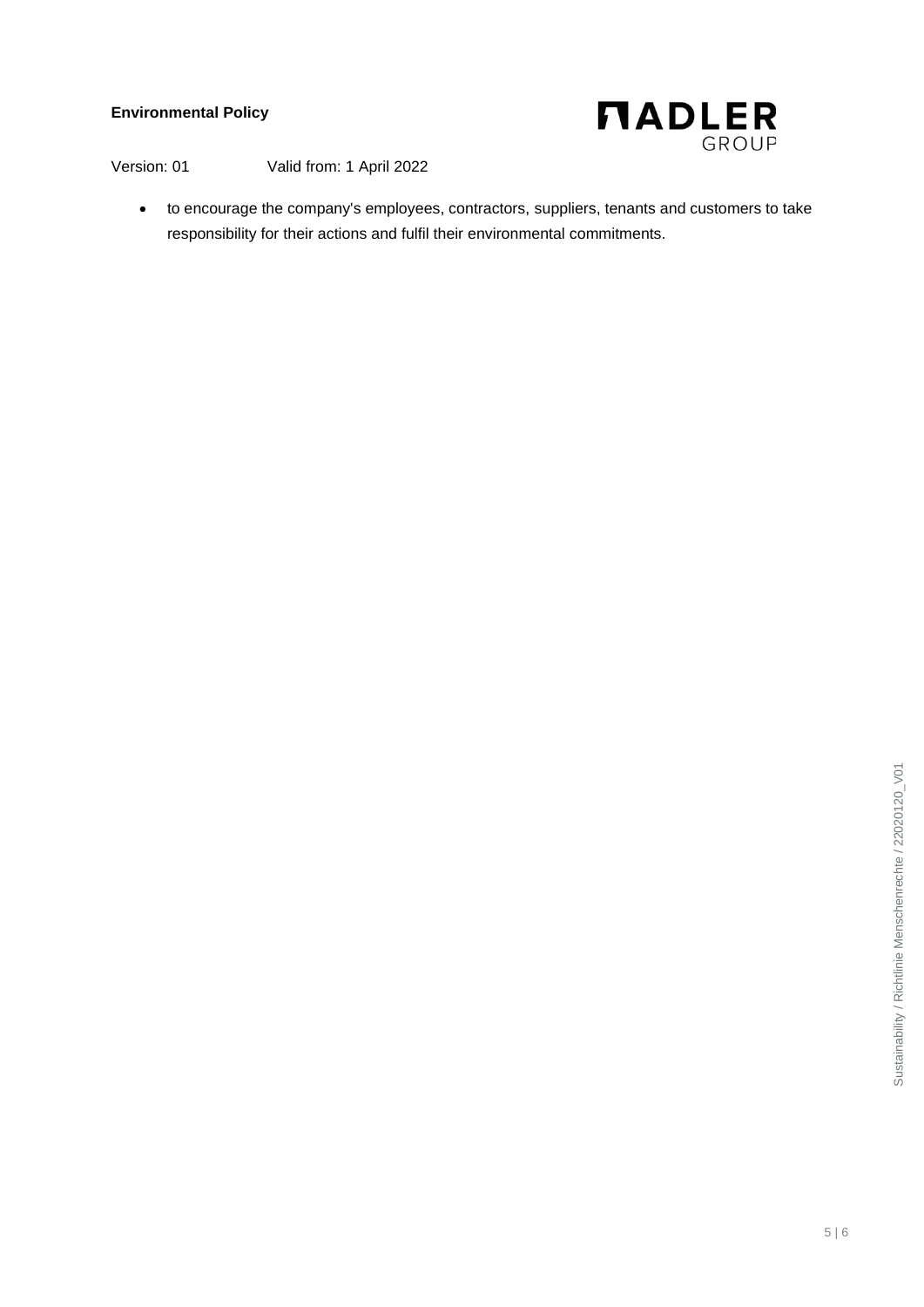- to encourage the company's employees, contractors, suppliers, tenants and customers to take responsibility for their actions and fulfil their environmental commitments.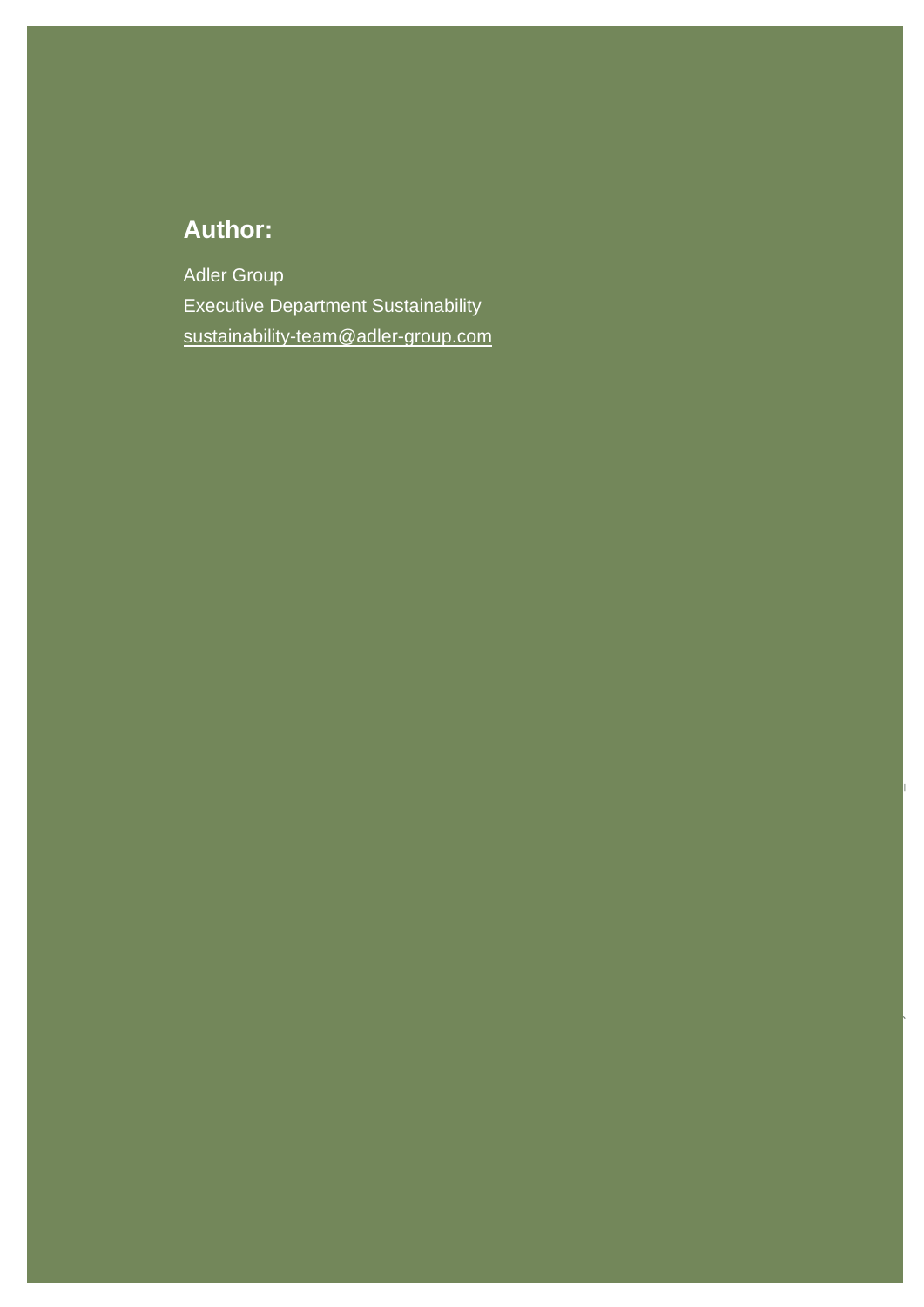**Author:**

Adler Group
Executive Department Sustainability
sustainability-team@adler-group.com